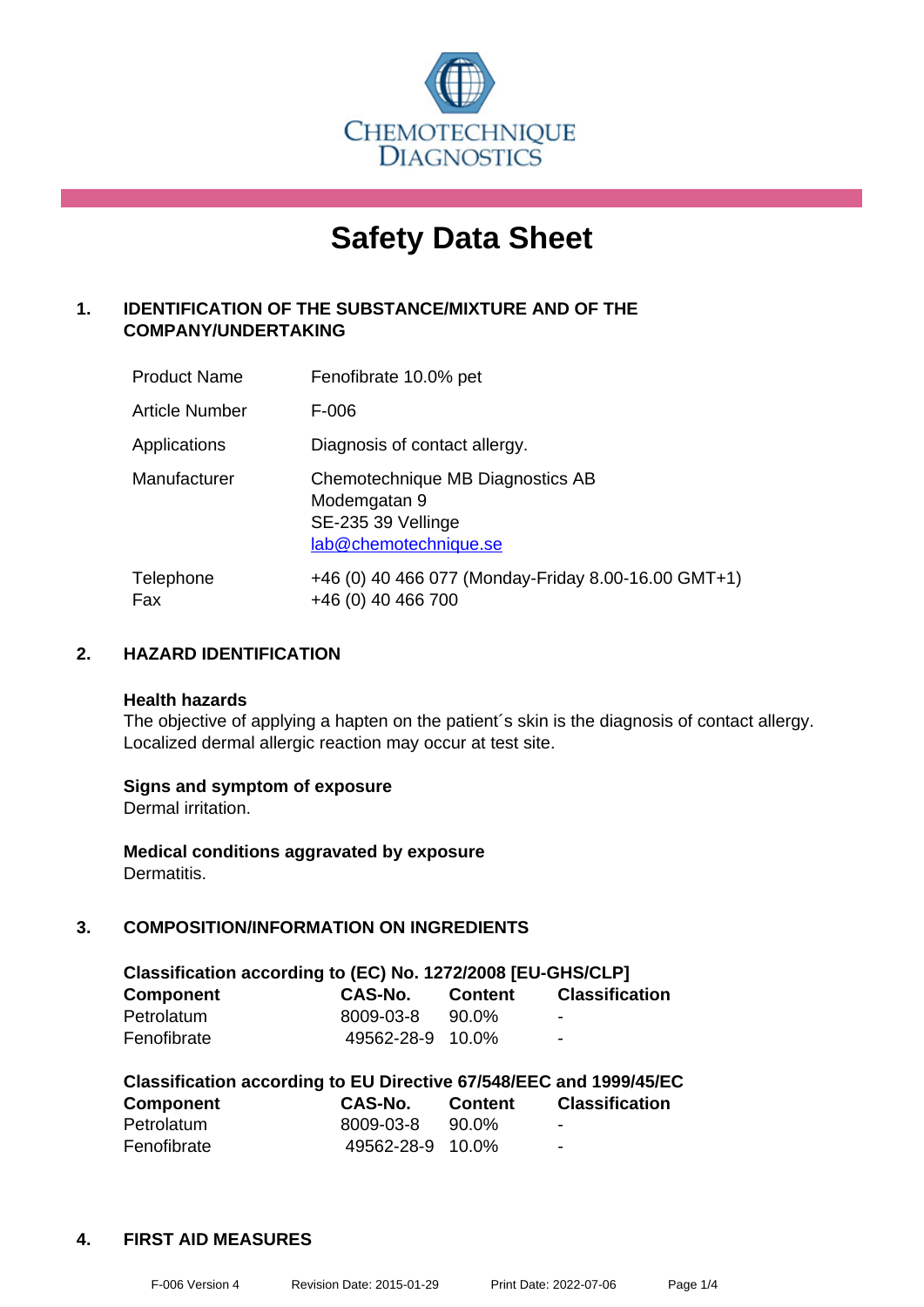CHEMOTECHNIQUE DIAGNOSTICS

# Safety Data Sheet

## 1. IDENTIFICATION OF THE SUBSTANCE/MIXTURE AND OF THE COMPANY/UNDERTAKING

| | |
|---|---|
| Product Name | Fenofibrate 10.0% pet |
| Article Number | F-006 |
| Applications | Diagnosis of contact allergy. |
| Manufacturer | Chemotechnique MB Diagnostics AB<br>Modemgatan 9<br>SE-235 39 Vellinge<br>lab@chemotechnique.se |
| Telephone<br>Fax | +46 (0) 40 466 077 (Monday-Friday 8.00-16.00 GMT+1)<br>+46 (0) 40 466 700 |

## 2. HAZARD IDENTIFICATION

**Health hazards**

The objective of applying a hapten on the patient´s skin is the diagnosis of contact allergy. Localized dermal allergic reaction may occur at test site.

**Signs and symptom of exposure**

Dermal irritation.

**Medical conditions aggravated by exposure**

Dermatitis.

## 3. COMPOSITION/INFORMATION ON INGREDIENTS

**Classification according to (EC) No. 1272/2008 [EU-GHS/CLP]**

| Component | CAS-No. | Content | Classification |
|---|---|---|---|
| Petrolatum | 8009-03-8 | 90.0% | - |
| Fenofibrate | 49562-28-9 | 10.0% | - |

**Classification according to EU Directive 67/548/EEC and 1999/45/EC**

| Component | CAS-No. | Content | Classification |
|---|---|---|---|
| Petrolatum | 8009-03-8 | 90.0% | - |
| Fenofibrate | 49562-28-9 | 10.0% | - |

## 4. FIRST AID MEASURES

F-006 Version 4 Revision Date: 2015-01-29 Print Date: 2022-07-06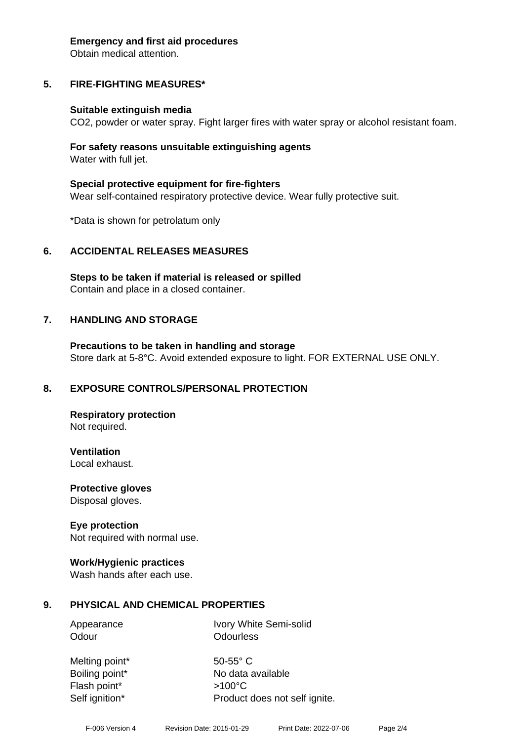**Emergency and first aid procedures**
Obtain medical attention.

## 5. FIRE-FIGHTING MEASURES*

**Suitable extinguish media**
$CO_2$, powder or water spray. Fight larger fires with water spray or alcohol resistant foam.

**For safety reasons unsuitable extinguishing agents**
Water with full jet.

**Special protective equipment for fire-fighters**
Wear self-contained respiratory protective device. Wear fully protective suit.

*Data is shown for petrolatum only

## 6. ACCIDENTAL RELEASES MEASURES

**Steps to be taken if material is released or spilled**
Contain and place in a closed container.

## 7. HANDLING AND STORAGE

**Precautions to be taken in handling and storage**
Store dark at 5-8°C. Avoid extended exposure to light. FOR EXTERNAL USE ONLY.

## 8. EXPOSURE CONTROLS/PERSONAL PROTECTION

**Respiratory protection**
Not required.

**Ventilation**
Local exhaust.

**Protective gloves**
Disposal gloves.

**Eye protection**
Not required with normal use.

**Work/Hygienic practices**
Wash hands after each use.

## 9. PHYSICAL AND CHEMICAL PROPERTIES

| | |
|---|---|
| Appearance | Ivory White Semi-solid |
| Odour | Odourless |
| Melting point* | 50-55° C |
| Boiling point* | No data available |
| Flash point* | >100°C |
| Self ignition* | Product does not self ignite. |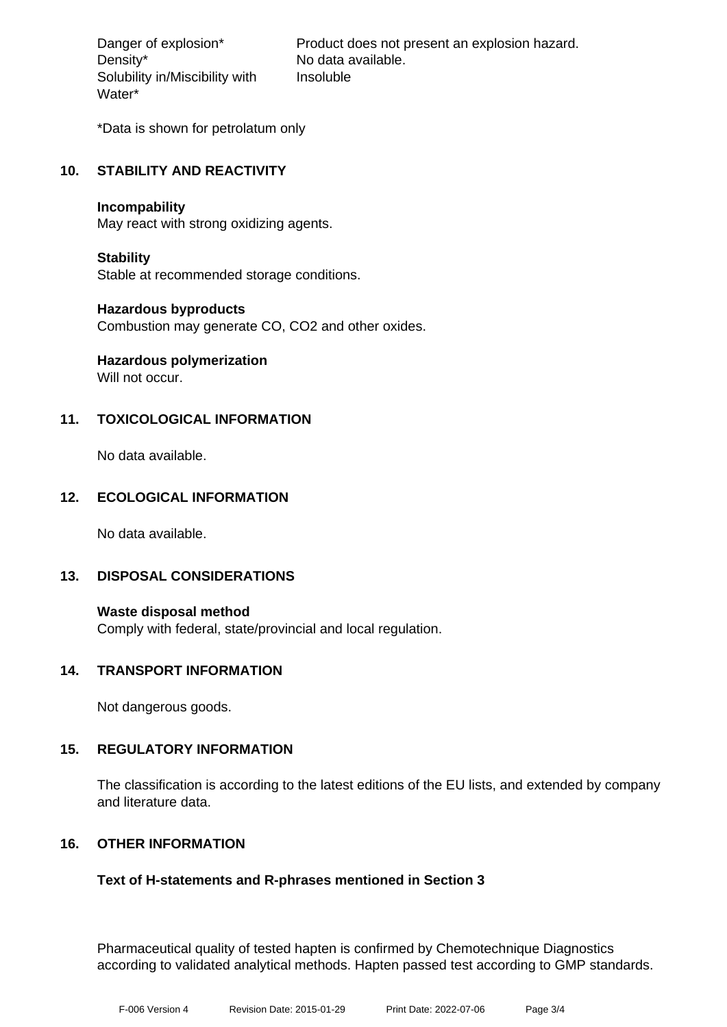| | |
|---|---|
| Danger of explosion* | Product does not present an explosion hazard. |
| Density* | No data available. |
| Solubility in/Miscibility with Water* | Insoluble |

*Data is shown for petrolatum only

## 10. STABILITY AND REACTIVITY

**Incompability**
May react with strong oxidizing agents.

**Stability**
Stable at recommended storage conditions.

**Hazardous byproducts**
Combustion may generate CO, $CO_2$ and other oxides.

**Hazardous polymerization**
Will not occur.

## 11. TOXICOLOGICAL INFORMATION

No data available.

## 12. ECOLOGICAL INFORMATION

No data available.

## 13. DISPOSAL CONSIDERATIONS

**Waste disposal method**
Comply with federal, state/provincial and local regulation.

## 14. TRANSPORT INFORMATION

Not dangerous goods.

## 15. REGULATORY INFORMATION

The classification is according to the latest editions of the EU lists, and extended by company and literature data.

## 16. OTHER INFORMATION

**Text of H-statements and R-phrases mentioned in Section 3**

Pharmaceutical quality of tested hapten is confirmed by Chemotechnique Diagnostics according to validated analytical methods. Hapten passed test according to GMP standards.

F-006 Version 4 Revision Date: 2015-01-29 Print Date: 2022-07-06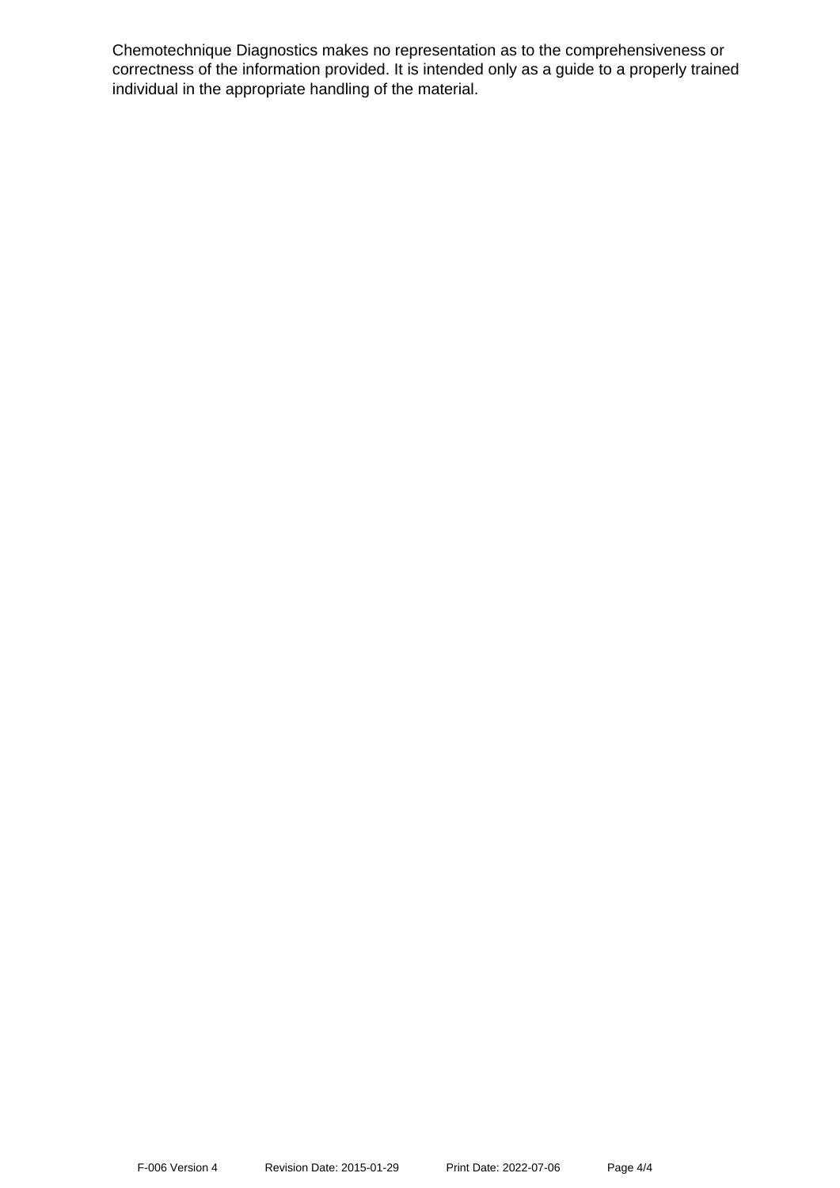Chemotechnique Diagnostics makes no representation as to the comprehensiveness or correctness of the information provided. It is intended only as a guide to a properly trained individual in the appropriate handling of the material.